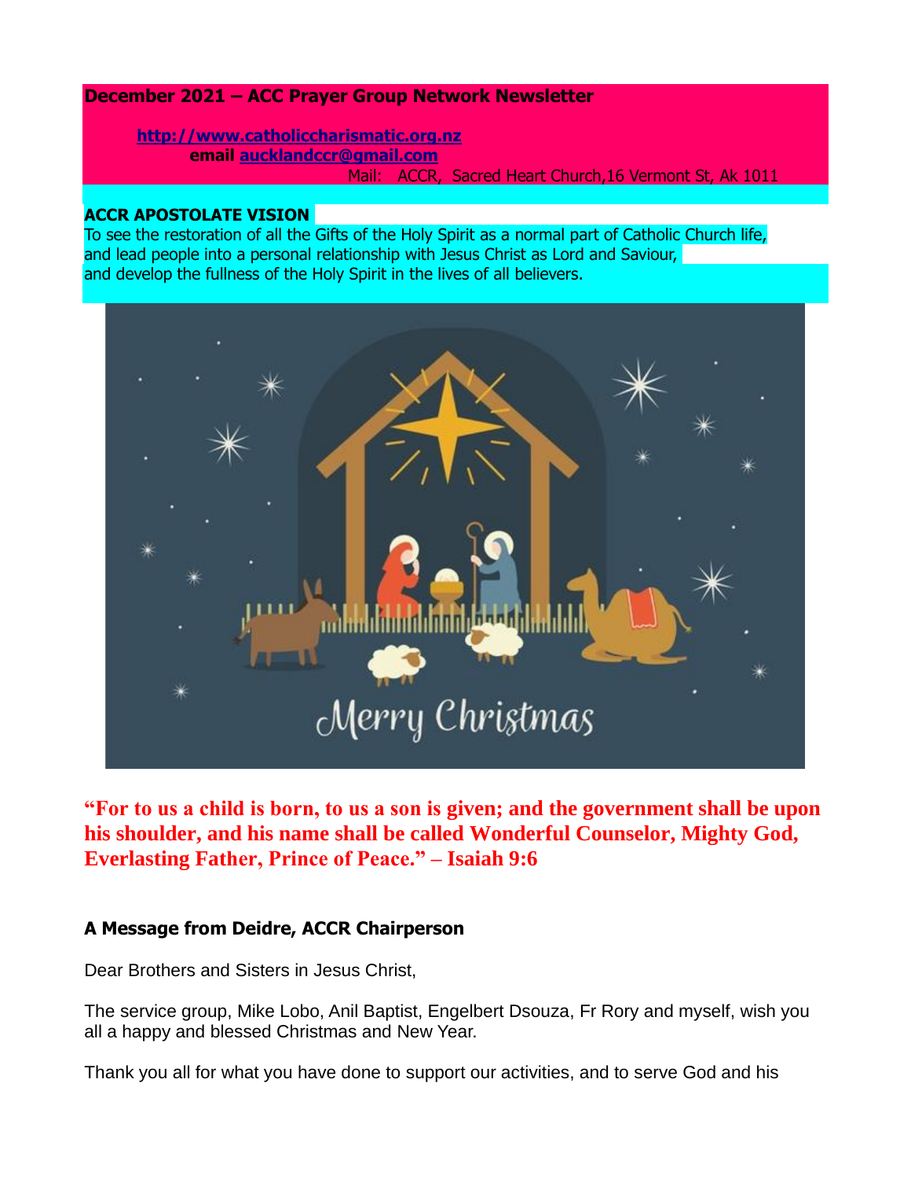**December 2021 – ACC Prayer Group Network Newsletter**

**http://www.catholiccharismatic.org.nz**
**email aucklandccr@gmail.com**
Mail: ACCR, Sacred Heart Church,16 Vermont St, Ak 1011

**ACCR APOSTOLATE VISION**
To see the restoration of all the Gifts of the Holy Spirit as a normal part of Catholic Church life, and lead people into a personal relationship with Jesus Christ as Lord and Saviour, and develop the fullness of the Holy Spirit in the lives of all believers.

Merry Christmas

**"For to us a child is born, to us a son is given; and the government shall be upon his shoulder, and his name shall be called Wonderful Counselor, Mighty God, Everlasting Father, Prince of Peace." – Isaiah 9:6**

### A Message from Deidre, ACCR Chairperson

Dear Brothers and Sisters in Jesus Christ,

The service group, Mike Lobo, Anil Baptist, Engelbert Dsouza, Fr Rory and myself, wish you all a happy and blessed Christmas and New Year.

Thank you all for what you have done to support our activities, and to serve God and his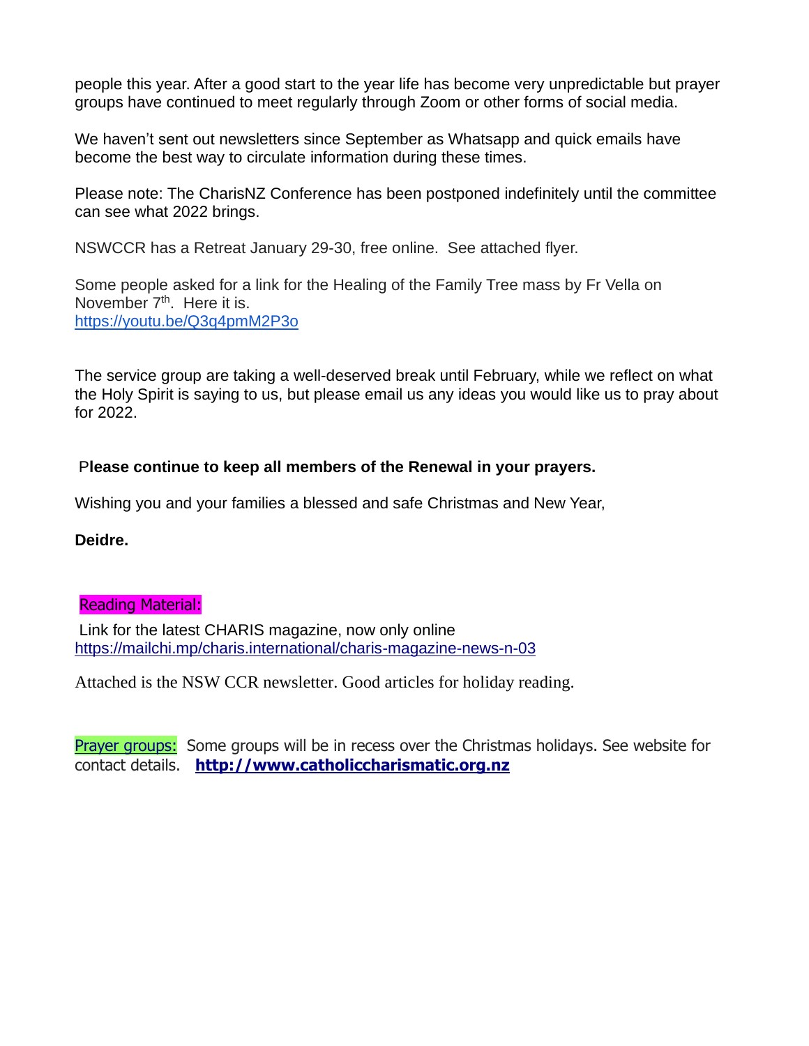people this year. After a good start to the year life has become very unpredictable but prayer groups have continued to meet regularly through Zoom or other forms of social media.

We haven't sent out newsletters since September as Whatsapp and quick emails have become the best way to circulate information during these times.

Please note: The CharisNZ Conference has been postponed indefinitely until the committee can see what 2022 brings.

NSWCCR has a Retreat January 29-30, free online. See attached flyer.

Some people asked for a link for the Healing of the Family Tree mass by Fr Vella on November 7th. Here it is.
https://youtu.be/Q3q4pmM2P3o

The service group are taking a well-deserved break until February, while we reflect on what the Holy Spirit is saying to us, but please email us any ideas you would like us to pray about for 2022.

**Please continue to keep all members of the Renewal in your prayers.**

Wishing you and your families a blessed and safe Christmas and New Year,

**Deidre.**

Reading Material:

Link for the latest CHARIS magazine, now only online
https://mailchi.mp/charis.international/charis-magazine-news-n-03

Attached is the NSW CCR newsletter. Good articles for holiday reading.

Prayer groups: Some groups will be in recess over the Christmas holidays. See website for contact details. **http://www.catholiccharismatic.org.nz**